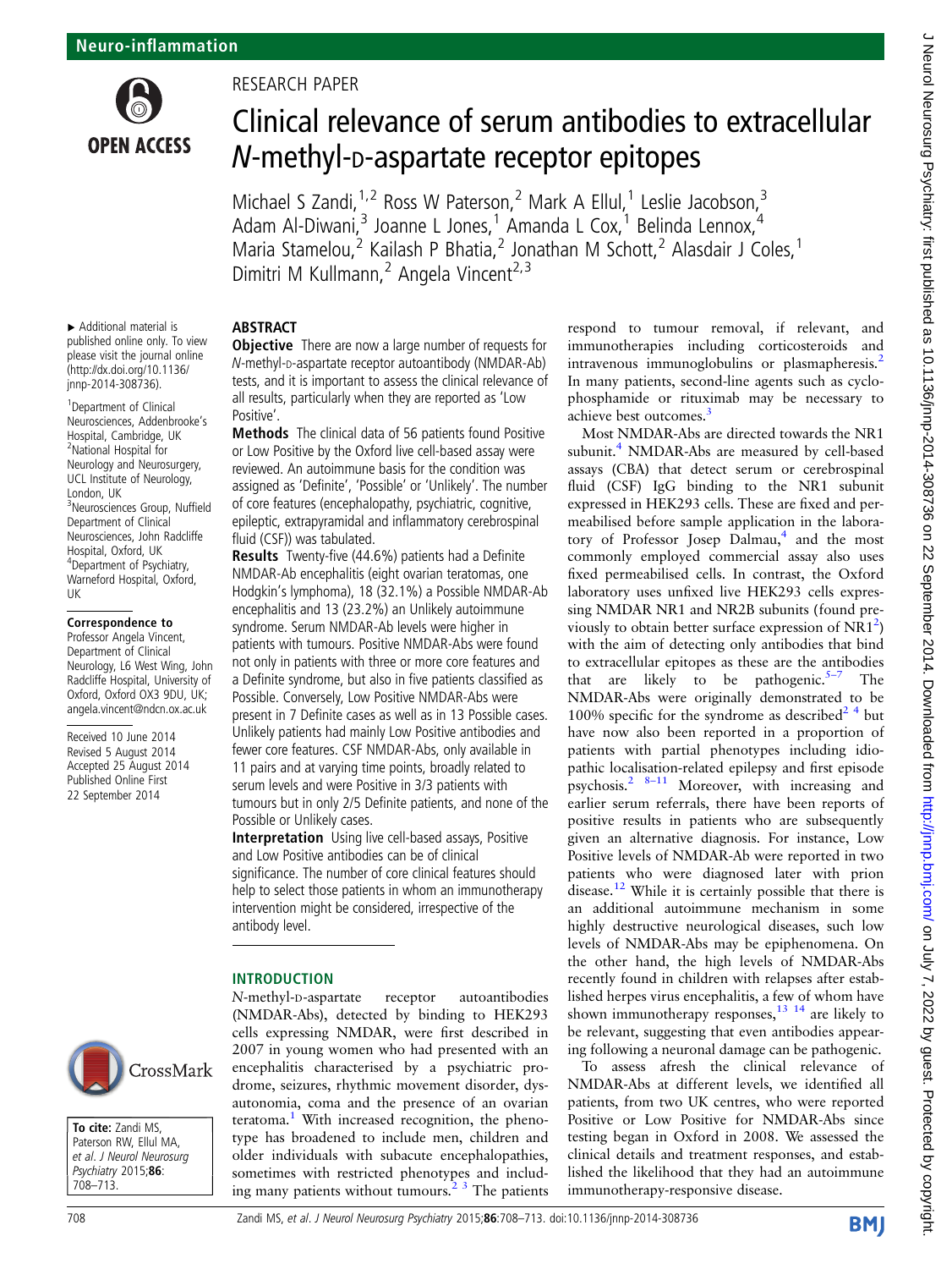Neuro-inflammation

RESEARCH PAPER

# Clinical relevance of serum antibodies to extracellular *N*-methyl-D-aspartate receptor epitopes

Michael S Zandi,[1,2] Ross W Paterson,[2] Mark A Ellul,[1] Leslie Jacobson,[3] Adam Al-Diwani,[3] Joanne L Jones,[1] Amanda L Cox,[1] Belinda Lennox,[4] Maria Stamelou,[2] Kailash P Bhatia,[2] Jonathan M Schott,[2] Alasdair J Coles,[1] Dimitri M Kullmann,[2] Angela Vincent[2,3]

▸ Additional material is published online only. To view please visit the journal online (http://dx.doi.org/10.1136/jnnp-2014-308736).

[1]Department of Clinical Neurosciences, Addenbrooke's Hospital, Cambridge, UK
[2]National Hospital for Neurology and Neurosurgery, UCL Institute of Neurology, London, UK
[3]Neurosciences Group, Nuffield Department of Clinical Neurosciences, John Radcliffe Hospital, Oxford, UK
[4]Department of Psychiatry, Warneford Hospital, Oxford, UK

**Correspondence to**
Professor Angela Vincent, Department of Clinical Neurology, L6 West Wing, John Radcliffe Hospital, University of Oxford, Oxford OX3 9DU, UK; angela.vincent@ndcn.ox.ac.uk

Received 10 June 2014
Revised 5 August 2014
Accepted 25 August 2014
Published Online First 22 September 2014

**To cite:** Zandi MS, Paterson RW, Ellul MA, *et al*. *J Neurol Neurosurg Psychiatry* 2015;**86**:708–713.

## ABSTRACT

**Objective** There are now a large number of requests for *N*-methyl-D-aspartate receptor autoantibody (NMDAR-Ab) tests, and it is important to assess the clinical relevance of all results, particularly when they are reported as 'Low Positive'.

**Methods** The clinical data of 56 patients found Positive or Low Positive by the Oxford live cell-based assay were reviewed. An autoimmune basis for the condition was assigned as 'Definite', 'Possible' or 'Unlikely'. The number of core features (encephalopathy, psychiatric, cognitive, epileptic, extrapyramidal and inflammatory cerebrospinal fluid (CSF)) was tabulated.

**Results** Twenty-five (44.6%) patients had a Definite NMDAR-Ab encephalitis (eight ovarian teratomas, one Hodgkin's lymphoma), 18 (32.1%) a Possible NMDAR-Ab encephalitis and 13 (23.2%) an Unlikely autoimmune syndrome. Serum NMDAR-Ab levels were higher in patients with tumours. Positive NMDAR-Abs were found not only in patients with three or more core features and a Definite syndrome, but also in five patients classified as Possible. Conversely, Low Positive NMDAR-Abs were present in 7 Definite cases as well as in 13 Possible cases. Unlikely patients had mainly Low Positive antibodies and fewer core features. CSF NMDAR-Abs, only available in 11 pairs and at varying time points, broadly related to serum levels and were Positive in 3/3 patients with tumours but in only 2/5 Definite patients, and none of the Possible or Unlikely cases.

**Interpretation** Using live cell-based assays, Positive and Low Positive antibodies can be of clinical significance. The number of core clinical features should help to select those patients in whom an immunotherapy intervention might be considered, irrespective of the antibody level.

## INTRODUCTION

*N*-methyl-D-aspartate receptor autoantibodies (NMDAR-Abs), detected by binding to HEK293 cells expressing NMDAR, were first described in 2007 in young women who had presented with an encephalitis characterised by a psychiatric prodrome, seizures, rhythmic movement disorder, dysautonomia, coma and the presence of an ovarian teratoma.[1] With increased recognition, the phenotype has broadened to include men, children and older individuals with subacute encephalopathies, sometimes with restricted phenotypes and including many patients without tumours.[2,3] The patients respond to tumour removal, if relevant, and immunotherapies including corticosteroids and intravenous immunoglobulins or plasmapheresis.[2] In many patients, second-line agents such as cyclophosphamide or rituximab may be necessary to achieve best outcomes.[3]

Most NMDAR-Abs are directed towards the NR1 subunit.[4] NMDAR-Abs are measured by cell-based assays (CBA) that detect serum or cerebrospinal fluid (CSF) IgG binding to the NR1 subunit expressed in HEK293 cells. These are fixed and permeabilised before sample application in the laboratory of Professor Josep Dalmau,[4] and the most commonly employed commercial assay also uses fixed permeabilised cells. In contrast, the Oxford laboratory uses unfixed live HEK293 cells expressing NMDAR NR1 and NR2B subunits (found previously to obtain better surface expression of NR1[2]) with the aim of detecting only antibodies that bind to extracellular epitopes as these are the antibodies that are likely to be pathogenic.[5–7] The NMDAR-Abs were originally demonstrated to be 100% specific for the syndrome as described[2,4] but have now also been reported in a proportion of patients with partial phenotypes including idiopathic localisation-related epilepsy and first episode psychosis.[2,8–11] Moreover, with increasing and earlier serum referrals, there have been reports of positive results in patients who are subsequently given an alternative diagnosis. For instance, Low Positive levels of NMDAR-Ab were reported in two patients who were diagnosed later with prion disease.[12] While it is certainly possible that there is an additional autoimmune mechanism in some highly destructive neurological diseases, such low levels of NMDAR-Abs may be epiphenomena. On the other hand, the high levels of NMDAR-Abs recently found in children with relapses after established herpes virus encephalitis, a few of whom have shown immunotherapy responses,[13,14] are likely to be relevant, suggesting that even antibodies appearing following a neuronal damage can be pathogenic.

To assess afresh the clinical relevance of NMDAR-Abs at different levels, we identified all patients, from two UK centres, who were reported Positive or Low Positive for NMDAR-Abs since testing began in Oxford in 2008. We assessed the clinical details and treatment responses, and established the likelihood that they had an autoimmune immunotherapy-responsive disease.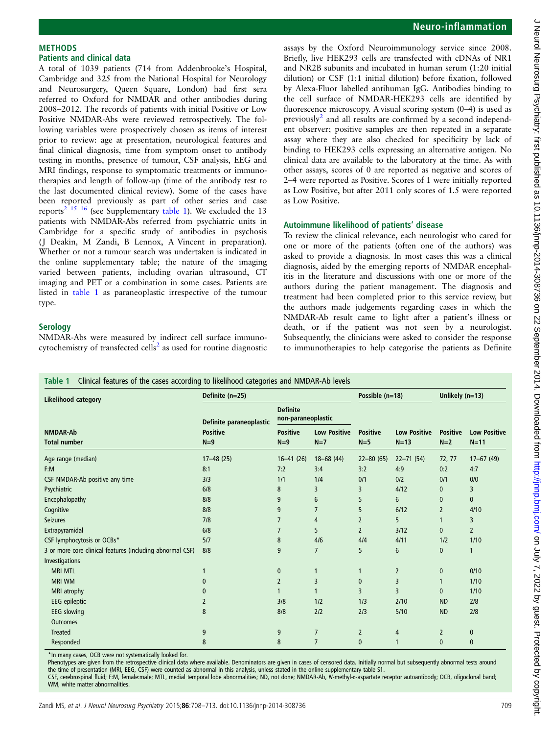## METHODS

### Patients and clinical data

A total of 1039 patients (714 from Addenbrooke's Hospital, Cambridge and 325 from the National Hospital for Neurology and Neurosurgery, Queen Square, London) had first sera referred to Oxford for NMDAR and other antibodies during 2008–2012. The records of patients with initial Positive or Low Positive NMDAR-Abs were reviewed retrospectively. The following variables were prospectively chosen as items of interest prior to review: age at presentation, neurological features and final clinical diagnosis, time from symptom onset to antibody testing in months, presence of tumour, CSF analysis, EEG and MRI findings, response to symptomatic treatments or immunotherapies and length of follow-up (time of the antibody test to the last documented clinical review). Some of the cases have been reported previously as part of other series and case reports[2 15 16] (see Supplementary table 1). We excluded the 13 patients with NMDAR-Abs referred from psychiatric units in Cambridge for a specific study of antibodies in psychosis (J Deakin, M Zandi, B Lennox, A Vincent in preparation). Whether or not a tumour search was undertaken is indicated in the online supplementary table; the nature of the imaging varied between patients, including ovarian ultrasound, CT imaging and PET or a combination in some cases. Patients are listed in table 1 as paraneoplastic irrespective of the tumour type.

### Serology

NMDAR-Abs were measured by indirect cell surface immunocytochemistry of transfected cells[2] as used for routine diagnostic assays by the Oxford Neuroimmunology service since 2008. Briefly, live HEK293 cells are transfected with cDNAs of NR1 and NR2B subunits and incubated in human serum (1:20 initial dilution) or CSF (1:1 initial dilution) before fixation, followed by Alexa-Fluor labelled antihuman IgG. Antibodies binding to the cell surface of NMDAR-HEK293 cells are identified by fluorescence microscopy. A visual scoring system (0–4) is used as previously[2] and all results are confirmed by a second independent observer; positive samples are then repeated in a separate assay where they are also checked for specificity by lack of binding to HEK293 cells expressing an alternative antigen. No clinical data are available to the laboratory at the time. As with other assays, scores of 0 are reported as negative and scores of 2–4 were reported as Positive. Scores of 1 were initially reported as Low Positive, but after 2011 only scores of 1.5 were reported as Low Positive.

### Autoimmune likelihood of patients' disease

To review the clinical relevance, each neurologist who cared for one or more of the patients (often one of the authors) was asked to provide a diagnosis. In most cases this was a clinical diagnosis, aided by the emerging reports of NMDAR encephalitis in the literature and discussions with one or more of the authors during the patient management. The diagnosis and treatment had been completed prior to this service review, but the authors made judgements regarding cases in which the NMDAR-Ab result came to light after a patient's illness or death, or if the patient was not seen by a neurologist. Subsequently, the clinicians were asked to consider the response to immunotherapies to help categorise the patients as Definite

**Table 1** Clinical features of the cases according to likelihood categories and NMDAR-Ab levels

| Likelihood category | Definite (n=25) | | | Possible (n=18) | | Unlikely (n=13) | |
|---|---|---|---|---|---|---|---|
| | Definite paraneoplastic | Definite non-paraneoplastic | | | | | |
| NMDAR-Ab | Positive | Positive | Low Positive | Positive | Low Positive | Positive | Low Positive |
| Total number | N=9 | N=9 | N=7 | N=5 | N=13 | N=2 | N=11 |
| Age range (median) | 17–48 (25) | 16–41 (26) | 18–68 (44) | 22–80 (65) | 22–71 (54) | 72, 77 | 17–67 (49) |
| F:M | 8:1 | 7:2 | 3:4 | 3:2 | 4:9 | 0:2 | 4:7 |
| CSF NMDAR-Ab positive any time | 3/3 | 1/1 | 1/4 | 0/1 | 0/2 | 0/1 | 0/0 |
| Psychiatric | 6/8 | 8 | 3 | 3 | 4/12 | 0 | 3 |
| Encephalopathy | 8/8 | 9 | 6 | 5 | 6 | 0 | 0 |
| Cognitive | 8/8 | 9 | 7 | 5 | 6/12 | 2 | 4/10 |
| Seizures | 7/8 | 7 | 4 | 2 | 5 | 1 | 3 |
| Extrapyramidal | 6/8 | 7 | 5 | 2 | 3/12 | 0 | 2 |
| CSF lymphocytosis or OCBs* | 5/7 | 8 | 4/6 | 4/4 | 4/11 | 1/2 | 1/10 |
| 3 or more core clinical features (including abnormal CSF) | 8/8 | 9 | 7 | 5 | 6 | 0 | 1 |
| Investigations | | | | | | | |
| MRI MTL | 1 | 0 | 1 | 1 | 2 | 0 | 0/10 |
| MRI WM | 0 | 2 | 3 | 0 | 3 | 1 | 1/10 |
| MRI atrophy | 0 | 1 | 1 | 3 | 3 | 0 | 1/10 |
| EEG epileptic | 2 | 3/8 | 1/2 | 1/3 | 2/10 | ND | 2/8 |
| EEG slowing | 8 | 8/8 | 2/2 | 2/3 | 5/10 | ND | 2/8 |
| Outcomes | | | | | | | |
| Treated | 9 | 9 | 7 | 2 | 4 | 2 | 0 |
| Responded | 8 | 8 | 7 | 0 | 1 | 0 | 0 |

*In many cases, OCB were not systematically looked for.
Phenotypes are given from the retrospective clinical data where available. Denominators are given in cases of censored data. Initially normal but subsequently abnormal tests around the time of presentation (MRI, EEG, CSF) were counted as abnormal in this analysis, unless stated in the online supplementary table S1.
CSF, cerebrospinal fluid; F:M, female:male; MTL, medial temporal lobe abnormalities; ND, not done; NMDAR-Ab, *N*-methyl-D-aspartate receptor autoantibody; OCB, oligoclonal band; WM, white matter abnormalities.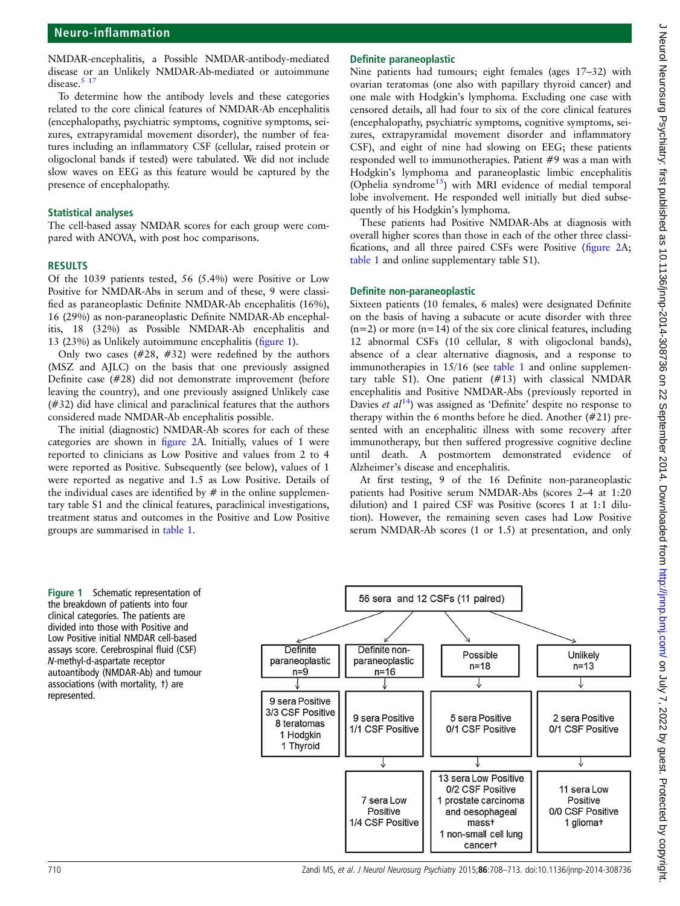NMDAR-encephalitis, a Possible NMDAR-antibody-mediated disease or an Unlikely NMDAR-Ab-mediated or autoimmune disease.[5 17]

To determine how the antibody levels and these categories related to the core clinical features of NMDAR-Ab encephalitis (encephalopathy, psychiatric symptoms, cognitive symptoms, seizures, extrapyramidal movement disorder), the number of features including an inflammatory CSF (cellular, raised protein or oligoclonal bands if tested) were tabulated. We did not include slow waves on EEG as this feature would be captured by the presence of encephalopathy.

### Statistical analyses

The cell-based assay NMDAR scores for each group were compared with ANOVA, with post hoc comparisons.

## RESULTS

Of the 1039 patients tested, 56 (5.4%) were Positive or Low Positive for NMDAR-Abs in serum and of these, 9 were classified as paraneoplastic Definite NMDAR-Ab encephalitis (16%), 16 (29%) as non-paraneoplastic Definite NMDAR-Ab encephalitis, 18 (32%) as Possible NMDAR-Ab encephalitis and 13 (23%) as Unlikely autoimmune encephalitis (figure 1).

Only two cases (#28, #32) were redefined by the authors (MSZ and AJLC) on the basis that one previously assigned Definite case (#28) did not demonstrate improvement (before leaving the country), and one previously assigned Unlikely case (#32) did have clinical and paraclinical features that the authors considered made NMDAR-Ab encephalitis possible.

The initial (diagnostic) NMDAR-Ab scores for each of these categories are shown in figure 2A. Initially, values of 1 were reported to clinicians as Low Positive and values from 2 to 4 were reported as Positive. Subsequently (see below), values of 1 were reported as negative and 1.5 as Low Positive. Details of the individual cases are identified by # in the online supplementary table S1 and the clinical features, paraclinical investigations, treatment status and outcomes in the Positive and Low Positive groups are summarised in table 1.

### Definite paraneoplastic

Nine patients had tumours; eight females (ages 17–32) with ovarian teratomas (one also with papillary thyroid cancer) and one male with Hodgkin's lymphoma. Excluding one case with censored details, all had four to six of the core clinical features (encephalopathy, psychiatric symptoms, cognitive symptoms, seizures, extrapyramidal movement disorder and inflammatory CSF), and eight of nine had slowing on EEG; these patients responded well to immunotherapies. Patient #9 was a man with Hodgkin's lymphoma and paraneoplastic limbic encephalitis (Ophelia syndrome[15]) with MRI evidence of medial temporal lobe involvement. He responded well initially but died subsequently of his Hodgkin's lymphoma.

These patients had Positive NMDAR-Abs at diagnosis with overall higher scores than those in each of the other three classifications, and all three paired CSFs were Positive (figure 2A; table 1 and online supplementary table S1).

### Definite non-paraneoplastic

Sixteen patients (10 females, 6 males) were designated Definite on the basis of having a subacute or acute disorder with three (n=2) or more (n=14) of the six core clinical features, including 12 abnormal CSFs (10 cellular, 8 with oligoclonal bands), absence of a clear alternative diagnosis, and a response to immunotherapies in 15/16 (see table 1 and online supplementary table S1). One patient (#13) with classical NMDAR encephalitis and Positive NMDAR-Abs (previously reported in Davies *et al*[14]) was assigned as 'Definite' despite no response to therapy within the 6 months before he died. Another (#21) presented with an encephalitic illness with some recovery after immunotherapy, but then suffered progressive cognitive decline until death. A postmortem demonstrated evidence of Alzheimer's disease and encephalitis.

At first testing, 9 of the 16 Definite non-paraneoplastic patients had Positive serum NMDAR-Abs (scores 2–4 at 1:20 dilution) and 1 paired CSF was Positive (scores 1 at 1:1 dilution). However, the remaining seven cases had Low Positive serum NMDAR-Ab scores (1 or 1.5) at presentation, and only

**Figure 1** Schematic representation of the breakdown of patients into four clinical categories. The patients are divided into those with Positive and Low Positive initial NMDAR cell-based assays score. Cerebrospinal fluid (CSF) *N*-methyl-d-aspartate receptor autoantibody (NMDAR-Ab) and tumour associations (with mortality, †) are represented.

56 sera and 12 CSFs (11 paired)

| Definite paraneoplastic n=9 | Definite non-paraneoplastic n=16 | Possible n=18 | Unlikely n=13 |
|---|---|---|---|
| 9 sera Positive, 3/3 CSF Positive, 8 teratomas, 1 Hodgkin, 1 Thyroid | 9 sera Positive, 1/1 CSF Positive | 5 sera Positive, 0/1 CSF Positive | 2 sera Positive, 0/1 CSF Positive |
| | 7 sera Low Positive, 1/4 CSF Positive | 13 sera Low Positive, 0/2 CSF Positive, 1 prostate carcinoma and oesophageal mass†, 1 non-small cell lung cancer† | 11 sera Low Positive, 0/0 CSF Positive, 1 glioma† |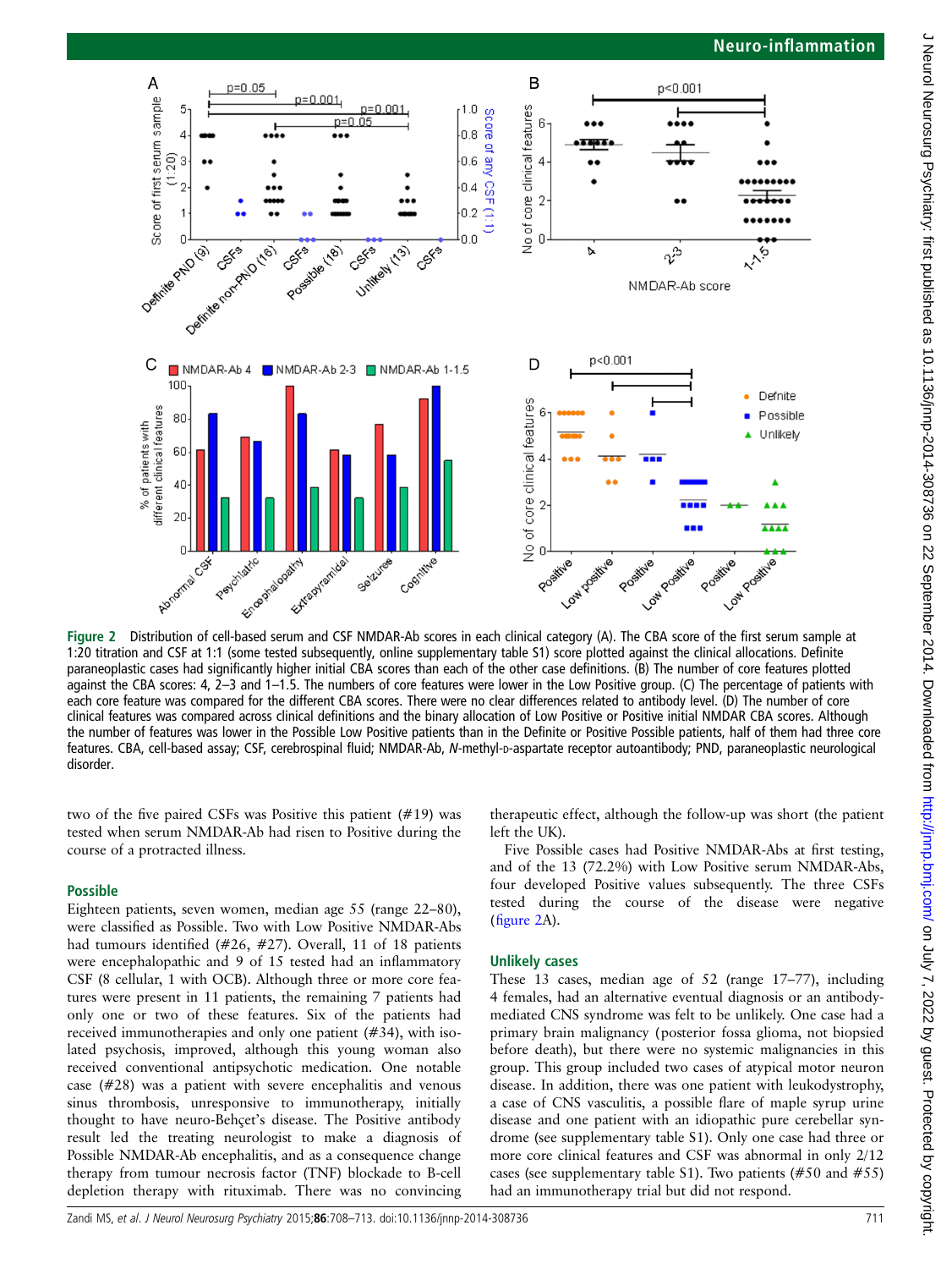Figure 2 Distribution of cell-based serum and CSF NMDAR-Ab scores in each clinical category (A). The CBA score of the first serum sample at 1:20 titration and CSF at 1:1 (some tested subsequently, online supplementary table S1) score plotted against the clinical allocations. Definite paraneoplastic cases had significantly higher initial CBA scores than each of the other case definitions. (B) The number of core features plotted against the CBA scores: 4, 2–3 and 1–1.5. The numbers of core features were lower in the Low Positive group. (C) The percentage of patients with each core feature was compared for the different CBA scores. There were no clear differences related to antibody level. (D) The number of core clinical features was compared across clinical definitions and the binary allocation of Low Positive or Positive initial NMDAR CBA scores. Although the number of features was lower in the Possible Low Positive patients than in the Definite or Positive Possible patients, half of them had three core features. CBA, cell-based assay; CSF, cerebrospinal fluid; NMDAR-Ab, *N*-methyl-D-aspartate receptor autoantibody; PND, paraneoplastic neurological disorder.

two of the five paired CSFs was Positive this patient (#19) was tested when serum NMDAR-Ab had risen to Positive during the course of a protracted illness.

### Possible

Eighteen patients, seven women, median age 55 (range 22–80), were classified as Possible. Two with Low Positive NMDAR-Abs had tumours identified (#26, #27). Overall, 11 of 18 patients were encephalopathic and 9 of 15 tested had an inflammatory CSF (8 cellular, 1 with OCB). Although three or more core features were present in 11 patients, the remaining 7 patients had only one or two of these features. Six of the patients had received immunotherapies and only one patient (#34), with isolated psychosis, improved, although this young woman also received conventional antipsychotic medication. One notable case (#28) was a patient with severe encephalitis and venous sinus thrombosis, unresponsive to immunotherapy, initially thought to have neuro-Behçet's disease. The Positive antibody result led the treating neurologist to make a diagnosis of Possible NMDAR-Ab encephalitis, and as a consequence change therapy from tumour necrosis factor (TNF) blockade to B-cell depletion therapy with rituximab. There was no convincing therapeutic effect, although the follow-up was short (the patient left the UK).

Five Possible cases had Positive NMDAR-Abs at first testing, and of the 13 (72.2%) with Low Positive serum NMDAR-Abs, four developed Positive values subsequently. The three CSFs tested during the course of the disease were negative (figure 2A).

### Unlikely cases

These 13 cases, median age of 52 (range 17–77), including 4 females, had an alternative eventual diagnosis or an antibody-mediated CNS syndrome was felt to be unlikely. One case had a primary brain malignancy (posterior fossa glioma, not biopsied before death), but there were no systemic malignancies in this group. This group included two cases of atypical motor neuron disease. In addition, there was one patient with leukodystrophy, a case of CNS vasculitis, a possible flare of maple syrup urine disease and one patient with an idiopathic pure cerebellar syndrome (see supplementary table S1). Only one case had three or more core clinical features and CSF was abnormal in only 2/12 cases (see supplementary table S1). Two patients (#50 and #55) had an immunotherapy trial but did not respond.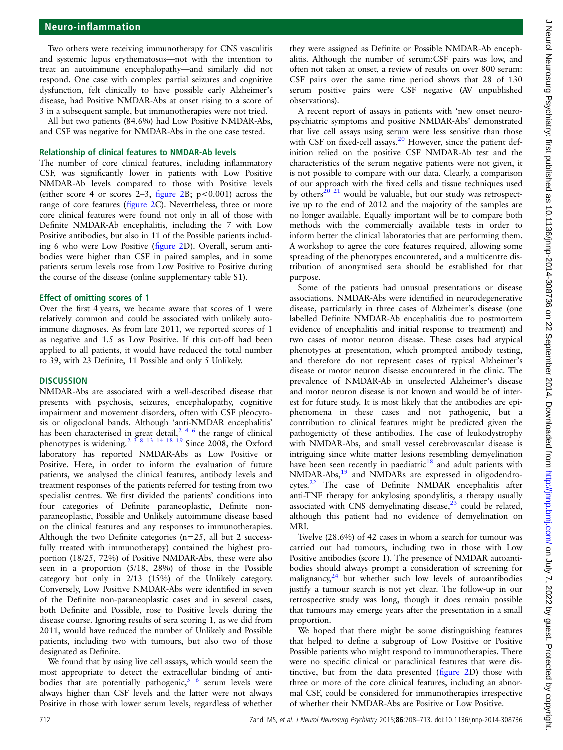Two others were receiving immunotherapy for CNS vasculitis and systemic lupus erythematosus—not with the intention to treat an autoimmune encephalopathy—and similarly did not respond. One case with complex partial seizures and cognitive dysfunction, felt clinically to have possible early Alzheimer's disease, had Positive NMDAR-Abs at onset rising to a score of 3 in a subsequent sample, but immunotherapies were not tried.

All but two patients (84.6%) had Low Positive NMDAR-Abs, and CSF was negative for NMDAR-Abs in the one case tested.

### Relationship of clinical features to NMDAR-Ab levels

The number of core clinical features, including inflammatory CSF, was significantly lower in patients with Low Positive NMDAR-Ab levels compared to those with Positive levels (either score 4 or scores 2–3, figure 2B; $p<0.001$) across the range of core features (figure 2C). Nevertheless, three or more core clinical features were found not only in all of those with Definite NMDAR-Ab encephalitis, including the 7 with Low Positive antibodies, but also in 11 of the Possible patients including 6 who were Low Positive (figure 2D). Overall, serum antibodies were higher than CSF in paired samples, and in some patients serum levels rose from Low Positive to Positive during the course of the disease (online supplementary table S1).

### Effect of omitting scores of 1

Over the first 4 years, we became aware that scores of 1 were relatively common and could be associated with unlikely autoimmune diagnoses. As from late 2011, we reported scores of 1 as negative and 1.5 as Low Positive. If this cut-off had been applied to all patients, it would have reduced the total number to 39, with 23 Definite, 11 Possible and only 5 Unlikely.

## DISCUSSION

NMDAR-Abs are associated with a well-described disease that presents with psychosis, seizures, encephalopathy, cognitive impairment and movement disorders, often with CSF pleocytosis or oligoclonal bands. Although 'anti-NMDAR encephalitis' has been characterised in great detail,[2 4 6] the range of clinical phenotypes is widening.[2 3 8 13 14 18 19] Since 2008, the Oxford laboratory has reported NMDAR-Abs as Low Positive or Positive. Here, in order to inform the evaluation of future patients, we analysed the clinical features, antibody levels and treatment responses of the patients referred for testing from two specialist centres. We first divided the patients' conditions into four categories of Definite paraneoplastic, Definite non-paraneoplastic, Possible and Unlikely autoimmune disease based on the clinical features and any responses to immunotherapies. Although the two Definite categories (n=25, all but 2 successfully treated with immunotherapy) contained the highest proportion (18/25, 72%) of Positive NMDAR-Abs, these were also seen in a proportion (5/18, 28%) of those in the Possible category but only in 2/13 (15%) of the Unlikely category. Conversely, Low Positive NMDAR-Abs were identified in seven of the Definite non-paraneoplastic cases and in several cases, both Definite and Possible, rose to Positive levels during the disease course. Ignoring results of sera scoring 1, as we did from 2011, would have reduced the number of Unlikely and Possible patients, including two with tumours, but also two of those designated as Definite.

We found that by using live cell assays, which would seem the most appropriate to detect the extracellular binding of antibodies that are potentially pathogenic,[5 6] serum levels were always higher than CSF levels and the latter were not always Positive in those with lower serum levels, regardless of whether they were assigned as Definite or Possible NMDAR-Ab encephalitis. Although the number of serum:CSF pairs was low, and often not taken at onset, a review of results on over 800 serum: CSF pairs over the same time period shows that 28 of 130 serum positive pairs were CSF negative (AV unpublished observations).

A recent report of assays in patients with 'new onset neuropsychiatric symptoms and positive NMDAR-Abs' demonstrated that live cell assays using serum were less sensitive than those with CSF on fixed-cell assays.[20] However, since the patient definition relied on the positive CSF NMDAR-Ab test and the characteristics of the serum negative patients were not given, it is not possible to compare with our data. Clearly, a comparison of our approach with the fixed cells and tissue techniques used by others[20 21] would be valuable, but our study was retrospective up to the end of 2012 and the majority of the samples are no longer available. Equally important will be to compare both methods with the commercially available tests in order to inform better the clinical laboratories that are performing them. A workshop to agree the core features required, allowing some spreading of the phenotypes encountered, and a multicentre distribution of anonymised sera should be established for that purpose.

Some of the patients had unusual presentations or disease associations. NMDAR-Abs were identified in neurodegenerative disease, particularly in three cases of Alzheimer's disease (one labelled Definite NMDAR-Ab encephalitis due to postmortem evidence of encephalitis and initial response to treatment) and two cases of motor neuron disease. These cases had atypical phenotypes at presentation, which prompted antibody testing, and therefore do not represent cases of typical Alzheimer's disease or motor neuron disease encountered in the clinic. The prevalence of NMDAR-Ab in unselected Alzheimer's disease and motor neuron disease is not known and would be of interest for future study. It is most likely that the antibodies are epiphenomena in these cases and not pathogenic, but a contribution to clinical features might be predicted given the pathogenicity of these antibodies. The case of leukodystrophy with NMDAR-Abs, and small vessel cerebrovascular disease is intriguing since white matter lesions resembling demyelination have been seen recently in paediatric[18] and adult patients with NMDAR-Abs,[19] and NMDARs are expressed in oligodendrocytes.[22] The case of Definite NMDAR encephalitis after anti-TNF therapy for ankylosing spondylitis, a therapy usually associated with CNS demyelinating disease,[23] could be related, although this patient had no evidence of demyelination on MRI.

Twelve (28.6%) of 42 cases in whom a search for tumour was carried out had tumours, including two in those with Low Positive antibodies (score 1). The presence of NMDAR autoantibodies should always prompt a consideration of screening for malignancy,[24] but whether such low levels of autoantibodies justify a tumour search is not yet clear. The follow-up in our retrospective study was long, though it does remain possible that tumours may emerge years after the presentation in a small proportion.

We hoped that there might be some distinguishing features that helped to define a subgroup of Low Positive or Positive Possible patients who might respond to immunotherapies. There were no specific clinical or paraclinical features that were distinctive, but from the data presented (figure 2D) those with three or more of the core clinical features, including an abnormal CSF, could be considered for immunotherapies irrespective of whether their NMDAR-Abs are Positive or Low Positive.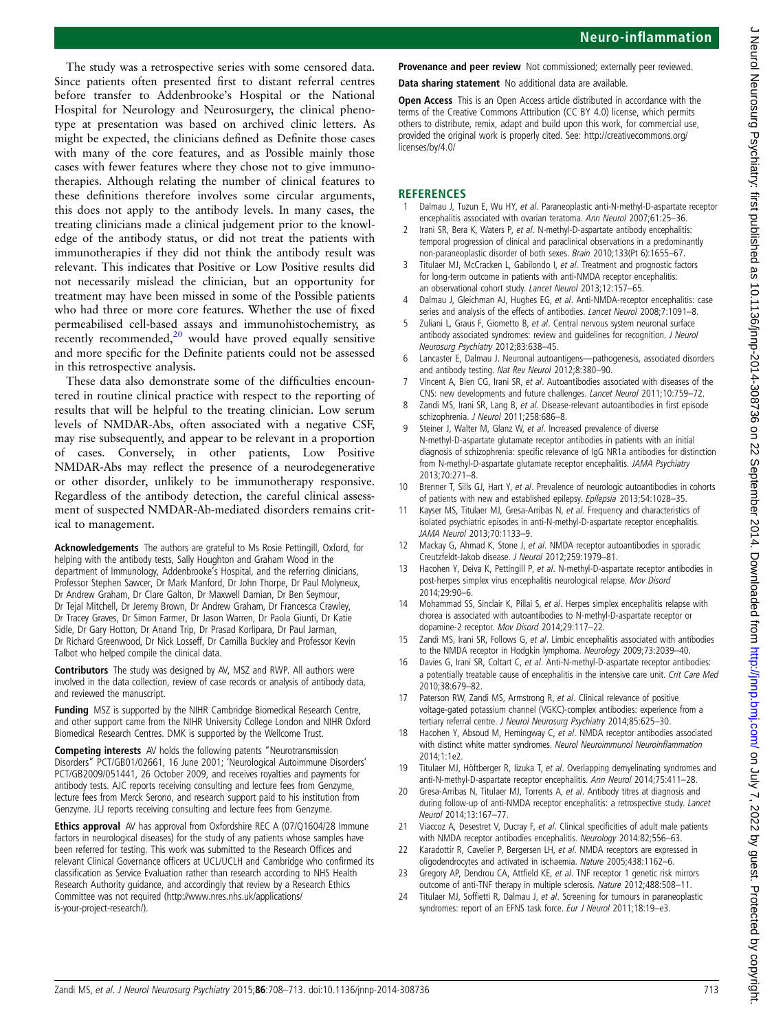The study was a retrospective series with some censored data. Since patients often presented first to distant referral centres before transfer to Addenbrooke's Hospital or the National Hospital for Neurology and Neurosurgery, the clinical phenotype at presentation was based on archived clinic letters. As might be expected, the clinicians defined as Definite those cases with many of the core features, and as Possible mainly those cases with fewer features where they chose not to give immunotherapies. Although relating the number of clinical features to these definitions therefore involves some circular arguments, this does not apply to the antibody levels. In many cases, the treating clinicians made a clinical judgement prior to the knowledge of the antibody status, or did not treat the patients with immunotherapies if they did not think the antibody result was relevant. This indicates that Positive or Low Positive results did not necessarily mislead the clinician, but an opportunity for treatment may have been missed in some of the Possible patients who had three or more core features. Whether the use of fixed permeabilised cell-based assays and immunohistochemistry, as recently recommended,[20] would have proved equally sensitive and more specific for the Definite patients could not be assessed in this retrospective analysis.

These data also demonstrate some of the difficulties encountered in routine clinical practice with respect to the reporting of results that will be helpful to the treating clinician. Low serum levels of NMDAR-Abs, often associated with a negative CSF, may rise subsequently, and appear to be relevant in a proportion of cases. Conversely, in other patients, Low Positive NMDAR-Abs may reflect the presence of a neurodegenerative or other disorder, unlikely to be immunotherapy responsive. Regardless of the antibody detection, the careful clinical assessment of suspected NMDAR-Ab-mediated disorders remains critical to management.

**Acknowledgements** The authors are grateful to Ms Rosie Pettingill, Oxford, for helping with the antibody tests, Sally Houghton and Graham Wood in the department of Immunology, Addenbrooke's Hospital, and the referring clinicians, Professor Stephen Sawcer, Dr Mark Manford, Dr John Thorpe, Dr Paul Molyneux, Dr Andrew Graham, Dr Clare Galton, Dr Maxwell Damian, Dr Ben Seymour, Dr Tejal Mitchell, Dr Jeremy Brown, Dr Andrew Graham, Dr Francesca Crawley, Dr Tracey Graves, Dr Simon Farmer, Dr Jason Warren, Dr Paola Giunti, Dr Katie Sidle, Dr Gary Hotton, Dr Anand Trip, Dr Prasad Korlipara, Dr Paul Jarman, Dr Richard Greenwood, Dr Nick Losseff, Dr Camilla Buckley and Professor Kevin Talbot who helped compile the clinical data.

**Contributors** The study was designed by AV, MSZ and RWP. All authors were involved in the data collection, review of case records or analysis of antibody data, and reviewed the manuscript.

**Funding** MSZ is supported by the NIHR Cambridge Biomedical Research Centre, and other support came from the NIHR University College London and NIHR Oxford Biomedical Research Centres. DMK is supported by the Wellcome Trust.

**Competing interests** AV holds the following patents "Neurotransmission Disorders" PCT/GB01/02661, 16 June 2001; 'Neurological Autoimmune Disorders' PCT/GB2009/051441, 26 October 2009, and receives royalties and payments for antibody tests. AJC reports receiving consulting and lecture fees from Genzyme, lecture fees from Merck Serono, and research support paid to his institution from Genzyme. JLJ reports receiving consulting and lecture fees from Genzyme.

**Ethics approval** AV has approval from Oxfordshire REC A (07/Q1604/28 Immune factors in neurological diseases) for the study of any patients whose samples have been referred for testing. This work was submitted to the Research Offices and relevant Clinical Governance officers at UCL/UCLH and Cambridge who confirmed its classification as Service Evaluation rather than research according to NHS Health Research Authority guidance, and accordingly that review by a Research Ethics Committee was not required (http://www.nres.nhs.uk/applications/is-your-project-research/).

**Provenance and peer review** Not commissioned; externally peer reviewed.

**Data sharing statement** No additional data are available.

**Open Access** This is an Open Access article distributed in accordance with the terms of the Creative Commons Attribution (CC BY 4.0) license, which permits others to distribute, remix, adapt and build upon this work, for commercial use, provided the original work is properly cited. See: http://creativecommons.org/licenses/by/4.0/

## REFERENCES

1. Dalmau J, Tuzun E, Wu HY, *et al*. Paraneoplastic anti-N-methyl-D-aspartate receptor encephalitis associated with ovarian teratoma. *Ann Neurol* 2007;61:25–36.
2. Irani SR, Bera K, Waters P, *et al*. N-methyl-D-aspartate antibody encephalitis: temporal progression of clinical and paraclinical observations in a predominantly non-paraneoplastic disorder of both sexes. *Brain* 2010;133(Pt 6):1655–67.
3. Titulaer MJ, McCracken L, Gabilondo I, *et al*. Treatment and prognostic factors for long-term outcome in patients with anti-NMDA receptor encephalitis: an observational cohort study. *Lancet Neurol* 2013;12:157–65.
4. Dalmau J, Gleichman AJ, Hughes EG, *et al*. Anti-NMDA-receptor encephalitis: case series and analysis of the effects of antibodies. *Lancet Neurol* 2008;7:1091–8.
5. Zuliani L, Graus F, Giometto B, *et al*. Central nervous system neuronal surface antibody associated syndromes: review and guidelines for recognition. *J Neurol Neurosurg Psychiatry* 2012;83:638–45.
6. Lancaster E, Dalmau J. Neuronal autoantigens—pathogenesis, associated disorders and antibody testing. *Nat Rev Neurol* 2012;8:380–90.
7. Vincent A, Bien CG, Irani SR, *et al*. Autoantibodies associated with diseases of the CNS: new developments and future challenges. *Lancet Neurol* 2011;10:759–72.
8. Zandi MS, Irani SR, Lang B, *et al*. Disease-relevant autoantibodies in first episode schizophrenia. *J Neurol* 2011;258:686–8.
9. Steiner J, Walter M, Glanz W, *et al*. Increased prevalence of diverse N-methyl-D-aspartate glutamate receptor antibodies in patients with an initial diagnosis of schizophrenia: specific relevance of IgG NR1a antibodies for distinction from N-methyl-D-aspartate glutamate receptor encephalitis. *JAMA Psychiatry* 2013;70:271–8.
10. Brenner T, Sills GJ, Hart Y, *et al*. Prevalence of neurologic autoantibodies in cohorts of patients with new and established epilepsy. *Epilepsia* 2013;54:1028–35.
11. Kayser MS, Titulaer MJ, Gresa-Arribas N, *et al*. Frequency and characteristics of isolated psychiatric episodes in anti-N-methyl-D-aspartate receptor encephalitis. *JAMA Neurol* 2013;70:1133–9.
12. Mackay G, Ahmad K, Stone J, *et al*. NMDA receptor autoantibodies in sporadic Creutzfeldt-Jakob disease. *J Neurol* 2012;259:1979–81.
13. Hacohen Y, Deiva K, Pettingill P, *et al*. N-methyl-D-aspartate receptor antibodies in post-herpes simplex virus encephalitis neurological relapse. *Mov Disord* 2014;29:90–6.
14. Mohammad SS, Sinclair K, Pillai S, *et al*. Herpes simplex encephalitis relapse with chorea is associated with autoantibodies to N-methyl-D-aspartate receptor or dopamine-2 receptor. *Mov Disord* 2014;29:117–22.
15. Zandi MS, Irani SR, Follows G, *et al*. Limbic encephalitis associated with antibodies to the NMDA receptor in Hodgkin lymphoma. *Neurology* 2009;73:2039–40.
16. Davies G, Irani SR, Coltart C, *et al*. Anti-N-methyl-D-aspartate receptor antibodies: a potentially treatable cause of encephalitis in the intensive care unit. *Crit Care Med* 2010;38:679–82.
17. Paterson RW, Zandi MS, Armstrong R, *et al*. Clinical relevance of positive voltage-gated potassium channel (VGKC)-complex antibodies: experience from a tertiary referral centre. *J Neurol Neurosurg Psychiatry* 2014;85:625–30.
18. Hacohen Y, Absoud M, Hemingway C, *et al*. NMDA receptor antibodies associated with distinct white matter syndromes. *Neurol Neuroimmunol Neuroinflammation* 2014;1:1e2.
19. Titulaer MJ, Höftberger R, Iizuka T, *et al*. Overlapping demyelinating syndromes and anti-N-methyl-D-aspartate receptor encephalitis. *Ann Neurol* 2014;75:411–28.
20. Gresa-Arribas N, Titulaer MJ, Torrents A, *et al*. Antibody titres at diagnosis and during follow-up of anti-NMDA receptor encephalitis: a retrospective study. *Lancet Neurol* 2014;13:167–77.
21. Viaccoz A, Desestret V, Ducray F, *et al*. Clinical specificities of adult male patients with NMDA receptor antibodies encephalitis. *Neurology* 2014:82;556–63.
22. Karadottir R, Cavelier P, Bergersen LH, *et al*. NMDA receptors are expressed in oligodendrocytes and activated in ischaemia. *Nature* 2005;438:1162–6.
23. Gregory AP, Dendrou CA, Attfield KE, *et al*. TNF receptor 1 genetic risk mirrors outcome of anti-TNF therapy in multiple sclerosis. *Nature* 2012;488:508–11.
24. Titulaer MJ, Soffietti R, Dalmau J, *et al*. Screening for tumours in paraneoplastic syndromes: report of an EFNS task force. *Eur J Neurol* 2011;18:19–e3.